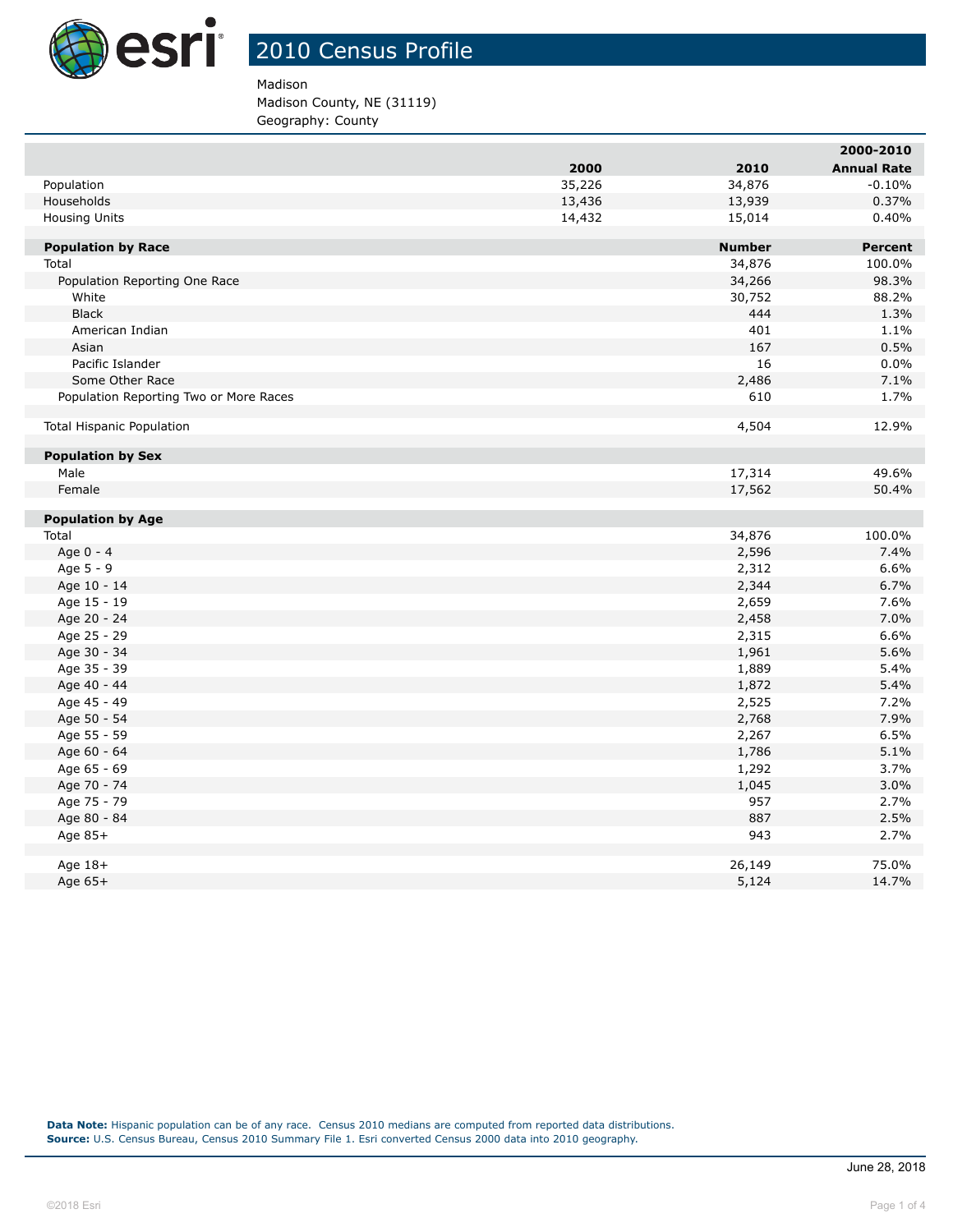# 2010 Census Profile

Madison
Madison County, NE (31119)
Geography: County

| | 2000 | 2010 | 2000-2010 Annual Rate |
|---|---|---|---|
| Population | 35,226 | 34,876 | -0.10% |
| Households | 13,436 | 13,939 | 0.37% |
| Housing Units | 14,432 | 15,014 | 0.40% |

| **Population by Race** | **Number** | **Percent** |
|---|---|---|
| Total | 34,876 | 100.0% |
| Population Reporting One Race | 34,266 | 98.3% |
| White | 30,752 | 88.2% |
| Black | 444 | 1.3% |
| American Indian | 401 | 1.1% |
| Asian | 167 | 0.5% |
| Pacific Islander | 16 | 0.0% |
| Some Other Race | 2,486 | 7.1% |
| Population Reporting Two or More Races | 610 | 1.7% |
| | | |
| Total Hispanic Population | 4,504 | 12.9% |

| **Population by Sex** | | |
|---|---|---|
| Male | 17,314 | 49.6% |
| Female | 17,562 | 50.4% |

| **Population by Age** | | |
|---|---|---|
| Total | 34,876 | 100.0% |
| Age 0 - 4 | 2,596 | 7.4% |
| Age 5 - 9 | 2,312 | 6.6% |
| Age 10 - 14 | 2,344 | 6.7% |
| Age 15 - 19 | 2,659 | 7.6% |
| Age 20 - 24 | 2,458 | 7.0% |
| Age 25 - 29 | 2,315 | 6.6% |
| Age 30 - 34 | 1,961 | 5.6% |
| Age 35 - 39 | 1,889 | 5.4% |
| Age 40 - 44 | 1,872 | 5.4% |
| Age 45 - 49 | 2,525 | 7.2% |
| Age 50 - 54 | 2,768 | 7.9% |
| Age 55 - 59 | 2,267 | 6.5% |
| Age 60 - 64 | 1,786 | 5.1% |
| Age 65 - 69 | 1,292 | 3.7% |
| Age 70 - 74 | 1,045 | 3.0% |
| Age 75 - 79 | 957 | 2.7% |
| Age 80 - 84 | 887 | 2.5% |
| Age 85+ | 943 | 2.7% |
| | | |
| Age 18+ | 26,149 | 75.0% |
| Age 65+ | 5,124 | 14.7% |

**Data Note:** Hispanic population can be of any race. Census 2010 medians are computed from reported data distributions.
**Source:** U.S. Census Bureau, Census 2010 Summary File 1. Esri converted Census 2000 data into 2010 geography.

June 28, 2018

©2018 Esri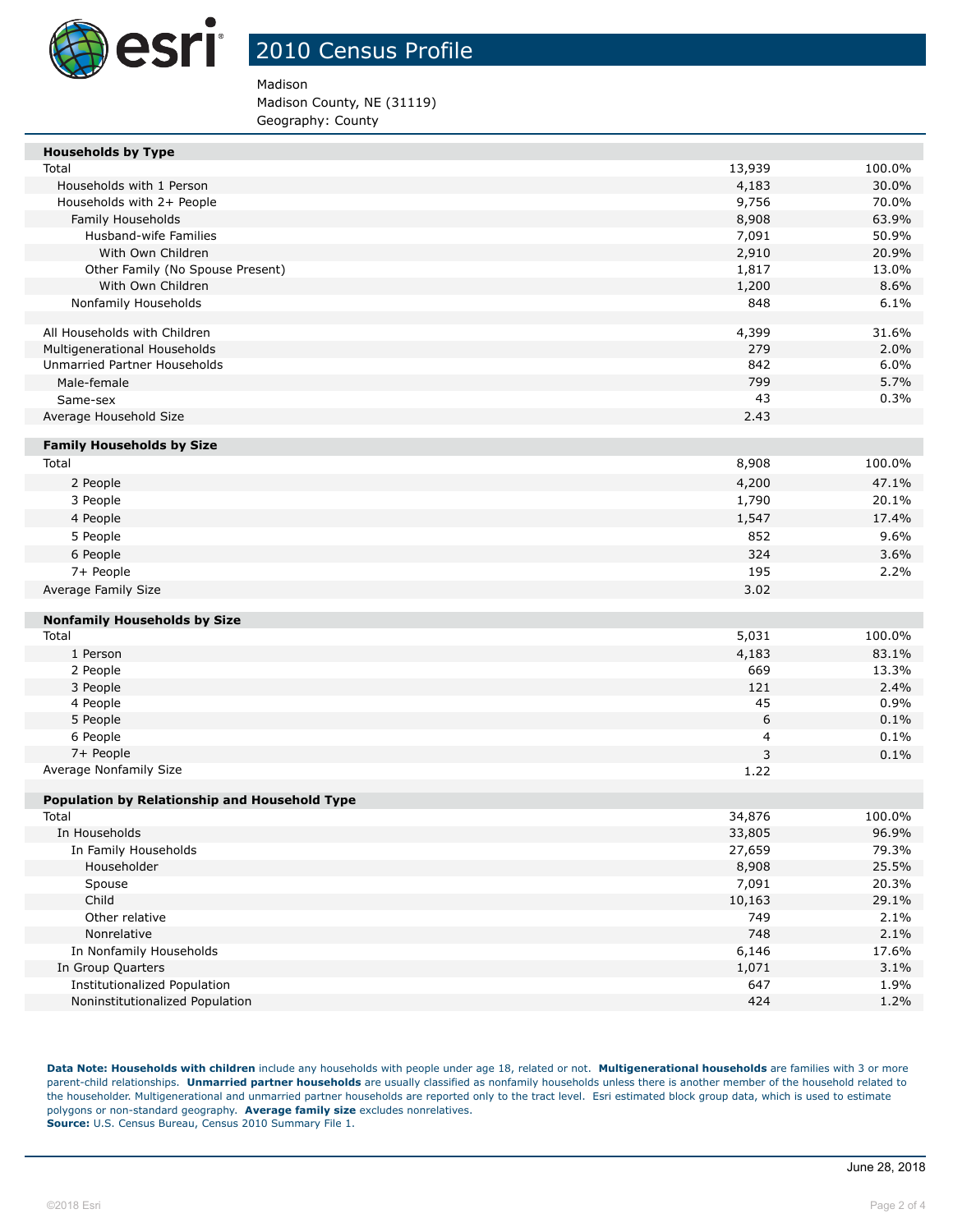# 2010 Census Profile

Madison
Madison County, NE (31119)
Geography: County

| **Households by Type** | | |
|---|---|---|
| Total | 13,939 | 100.0% |
| Households with 1 Person | 4,183 | 30.0% |
| Households with 2+ People | 9,756 | 70.0% |
| Family Households | 8,908 | 63.9% |
| Husband-wife Families | 7,091 | 50.9% |
| With Own Children | 2,910 | 20.9% |
| Other Family (No Spouse Present) | 1,817 | 13.0% |
| With Own Children | 1,200 | 8.6% |
| Nonfamily Households | 848 | 6.1% |
| | | |
| All Households with Children | 4,399 | 31.6% |
| Multigenerational Households | 279 | 2.0% |
| Unmarried Partner Households | 842 | 6.0% |
| Male-female | 799 | 5.7% |
| Same-sex | 43 | 0.3% |
| Average Household Size | 2.43 | |

| **Family Households by Size** | | |
|---|---|---|
| Total | 8,908 | 100.0% |
| 2 People | 4,200 | 47.1% |
| 3 People | 1,790 | 20.1% |
| 4 People | 1,547 | 17.4% |
| 5 People | 852 | 9.6% |
| 6 People | 324 | 3.6% |
| 7+ People | 195 | 2.2% |
| Average Family Size | 3.02 | |

| **Nonfamily Households by Size** | | |
|---|---|---|
| Total | 5,031 | 100.0% |
| 1 Person | 4,183 | 83.1% |
| 2 People | 669 | 13.3% |
| 3 People | 121 | 2.4% |
| 4 People | 45 | 0.9% |
| 5 People | 6 | 0.1% |
| 6 People | 4 | 0.1% |
| 7+ People | 3 | 0.1% |
| Average Nonfamily Size | 1.22 | |

| **Population by Relationship and Household Type** | | |
|---|---|---|
| Total | 34,876 | 100.0% |
| In Households | 33,805 | 96.9% |
| In Family Households | 27,659 | 79.3% |
| Householder | 8,908 | 25.5% |
| Spouse | 7,091 | 20.3% |
| Child | 10,163 | 29.1% |
| Other relative | 749 | 2.1% |
| Nonrelative | 748 | 2.1% |
| In Nonfamily Households | 6,146 | 17.6% |
| In Group Quarters | 1,071 | 3.1% |
| Institutionalized Population | 647 | 1.9% |
| Noninstitutionalized Population | 424 | 1.2% |

**Data Note: Households with children** include any households with people under age 18, related or not. **Multigenerational households** are families with 3 or more parent-child relationships. **Unmarried partner households** are usually classified as nonfamily households unless there is another member of the household related to the householder. Multigenerational and unmarried partner households are reported only to the tract level. Esri estimated block group data, which is used to estimate polygons or non-standard geography. **Average family size** excludes nonrelatives.
**Source:** U.S. Census Bureau, Census 2010 Summary File 1.

June 28, 2018

©2018 Esri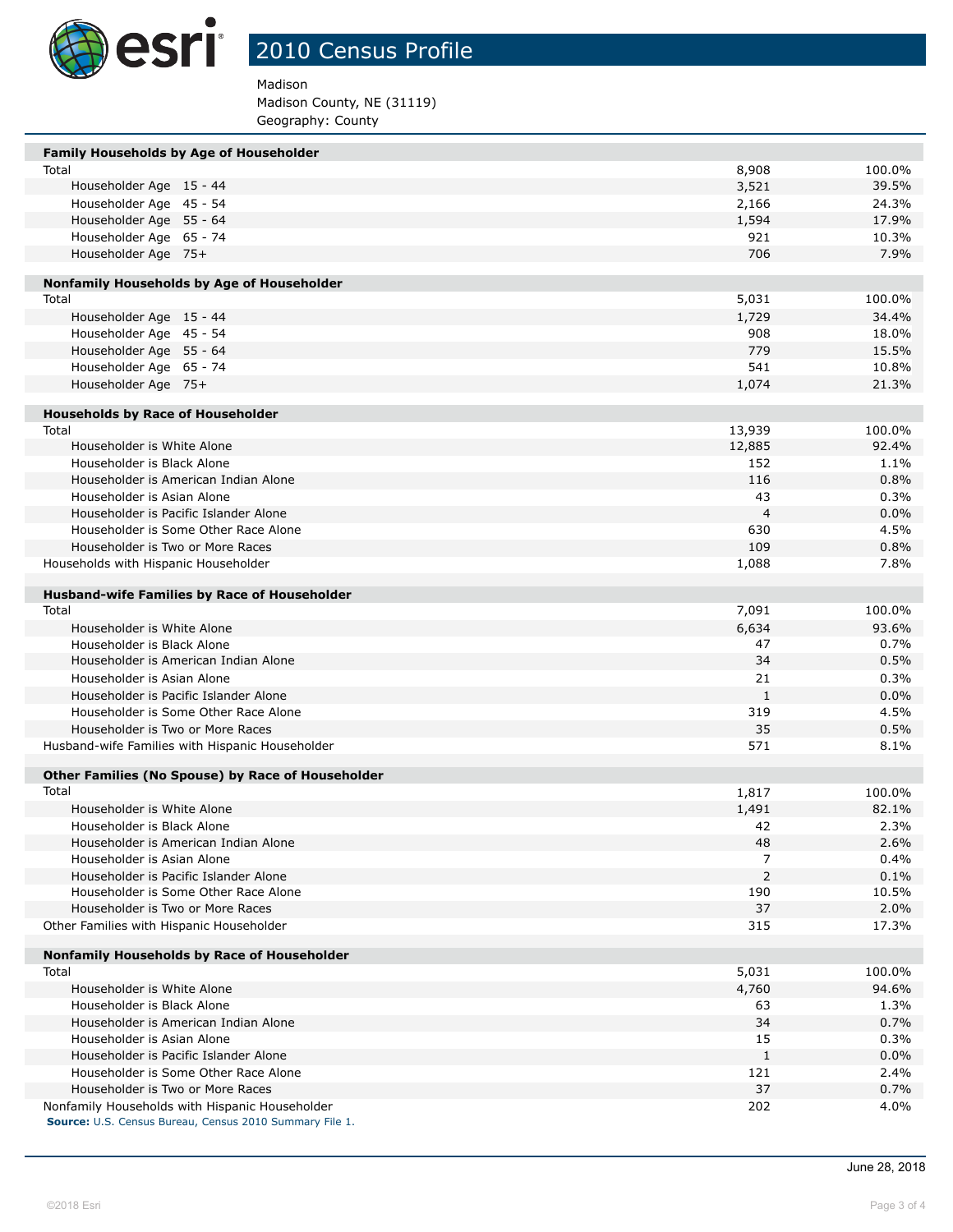# 2010 Census Profile

Madison
Madison County, NE (31119)
Geography: County

| Family Households by Age of Householder | | |
|---|---|---|
| Total | 8,908 | 100.0% |
| Householder Age 15 - 44 | 3,521 | 39.5% |
| Householder Age 45 - 54 | 2,166 | 24.3% |
| Householder Age 55 - 64 | 1,594 | 17.9% |
| Householder Age 65 - 74 | 921 | 10.3% |
| Householder Age 75+ | 706 | 7.9% |

| Nonfamily Households by Age of Householder | | |
|---|---|---|
| Total | 5,031 | 100.0% |
| Householder Age 15 - 44 | 1,729 | 34.4% |
| Householder Age 45 - 54 | 908 | 18.0% |
| Householder Age 55 - 64 | 779 | 15.5% |
| Householder Age 65 - 74 | 541 | 10.8% |
| Householder Age 75+ | 1,074 | 21.3% |

| Households by Race of Householder | | |
|---|---|---|
| Total | 13,939 | 100.0% |
| Householder is White Alone | 12,885 | 92.4% |
| Householder is Black Alone | 152 | 1.1% |
| Householder is American Indian Alone | 116 | 0.8% |
| Householder is Asian Alone | 43 | 0.3% |
| Householder is Pacific Islander Alone | 4 | 0.0% |
| Householder is Some Other Race Alone | 630 | 4.5% |
| Householder is Two or More Races | 109 | 0.8% |
| Households with Hispanic Householder | 1,088 | 7.8% |

| Husband-wife Families by Race of Householder | | |
|---|---|---|
| Total | 7,091 | 100.0% |
| Householder is White Alone | 6,634 | 93.6% |
| Householder is Black Alone | 47 | 0.7% |
| Householder is American Indian Alone | 34 | 0.5% |
| Householder is Asian Alone | 21 | 0.3% |
| Householder is Pacific Islander Alone | 1 | 0.0% |
| Householder is Some Other Race Alone | 319 | 4.5% |
| Householder is Two or More Races | 35 | 0.5% |
| Husband-wife Families with Hispanic Householder | 571 | 8.1% |

| Other Families (No Spouse) by Race of Householder | | |
|---|---|---|
| Total | 1,817 | 100.0% |
| Householder is White Alone | 1,491 | 82.1% |
| Householder is Black Alone | 42 | 2.3% |
| Householder is American Indian Alone | 48 | 2.6% |
| Householder is Asian Alone | 7 | 0.4% |
| Householder is Pacific Islander Alone | 2 | 0.1% |
| Householder is Some Other Race Alone | 190 | 10.5% |
| Householder is Two or More Races | 37 | 2.0% |
| Other Families with Hispanic Householder | 315 | 17.3% |

| Nonfamily Households by Race of Householder | | |
|---|---|---|
| Total | 5,031 | 100.0% |
| Householder is White Alone | 4,760 | 94.6% |
| Householder is Black Alone | 63 | 1.3% |
| Householder is American Indian Alone | 34 | 0.7% |
| Householder is Asian Alone | 15 | 0.3% |
| Householder is Pacific Islander Alone | 1 | 0.0% |
| Householder is Some Other Race Alone | 121 | 2.4% |
| Householder is Two or More Races | 37 | 0.7% |
| Nonfamily Households with Hispanic Householder | 202 | 4.0% |

**Source:** U.S. Census Bureau, Census 2010 Summary File 1.

June 28, 2018

©2018 Esri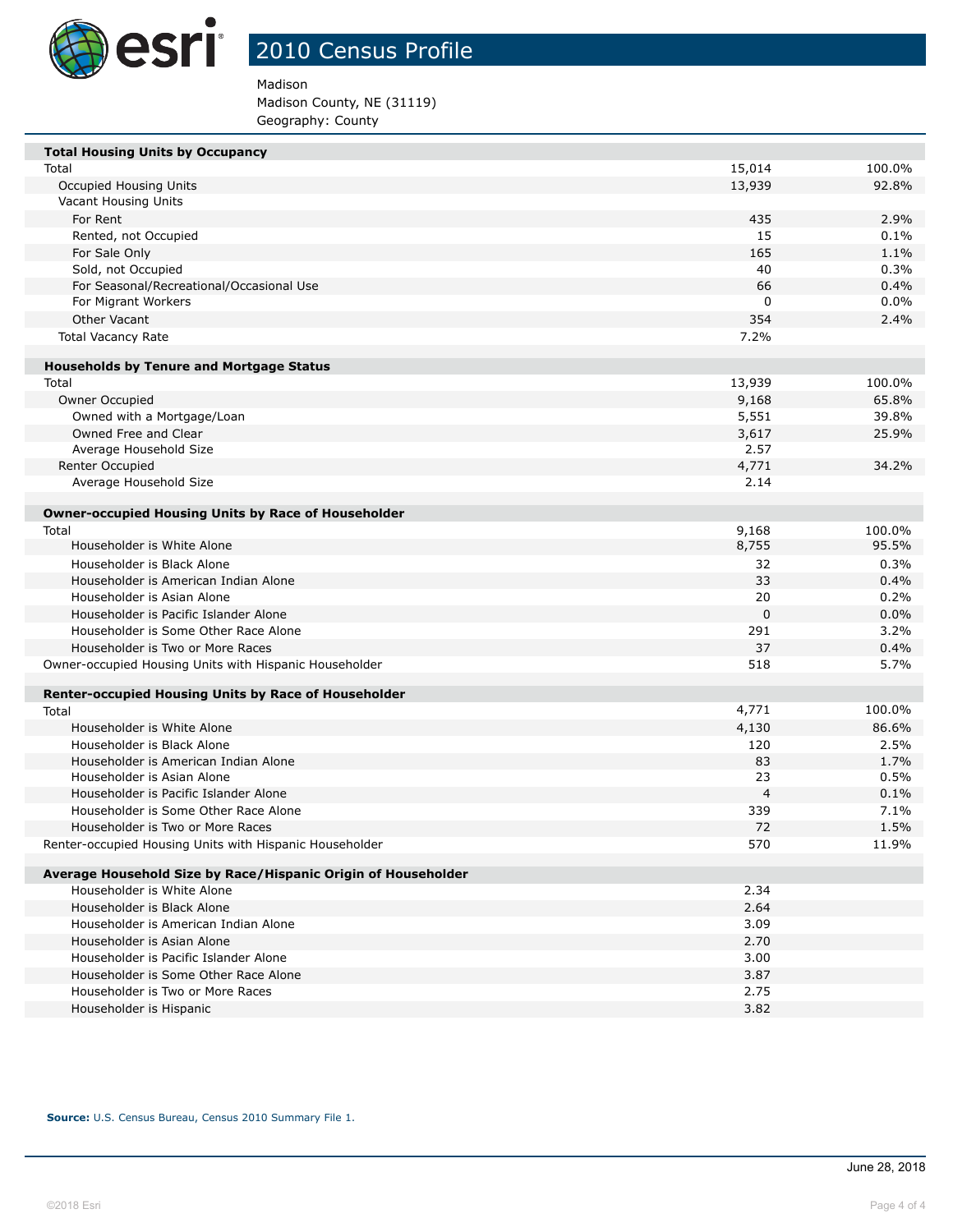# 2010 Census Profile

Madison
Madison County, NE (31119)
Geography: County

| **Total Housing Units by Occupancy** | | |
|---|---|---|
| Total | 15,014 | 100.0% |
| Occupied Housing Units | 13,939 | 92.8% |
| Vacant Housing Units | | |
| For Rent | 435 | 2.9% |
| Rented, not Occupied | 15 | 0.1% |
| For Sale Only | 165 | 1.1% |
| Sold, not Occupied | 40 | 0.3% |
| For Seasonal/Recreational/Occasional Use | 66 | 0.4% |
| For Migrant Workers | 0 | 0.0% |
| Other Vacant | 354 | 2.4% |
| Total Vacancy Rate | 7.2% | |

| **Households by Tenure and Mortgage Status** | | |
|---|---|---|
| Total | 13,939 | 100.0% |
| Owner Occupied | 9,168 | 65.8% |
| Owned with a Mortgage/Loan | 5,551 | 39.8% |
| Owned Free and Clear | 3,617 | 25.9% |
| Average Household Size | 2.57 | |
| Renter Occupied | 4,771 | 34.2% |
| Average Household Size | 2.14 | |

| **Owner-occupied Housing Units by Race of Householder** | | |
|---|---|---|
| Total | 9,168 | 100.0% |
| Householder is White Alone | 8,755 | 95.5% |
| Householder is Black Alone | 32 | 0.3% |
| Householder is American Indian Alone | 33 | 0.4% |
| Householder is Asian Alone | 20 | 0.2% |
| Householder is Pacific Islander Alone | 0 | 0.0% |
| Householder is Some Other Race Alone | 291 | 3.2% |
| Householder is Two or More Races | 37 | 0.4% |
| Owner-occupied Housing Units with Hispanic Householder | 518 | 5.7% |

| **Renter-occupied Housing Units by Race of Householder** | | |
|---|---|---|
| Total | 4,771 | 100.0% |
| Householder is White Alone | 4,130 | 86.6% |
| Householder is Black Alone | 120 | 2.5% |
| Householder is American Indian Alone | 83 | 1.7% |
| Householder is Asian Alone | 23 | 0.5% |
| Householder is Pacific Islander Alone | 4 | 0.1% |
| Householder is Some Other Race Alone | 339 | 7.1% |
| Householder is Two or More Races | 72 | 1.5% |
| Renter-occupied Housing Units with Hispanic Householder | 570 | 11.9% |

| **Average Household Size by Race/Hispanic Origin of Householder** | |
|---|---|
| Householder is White Alone | 2.34 |
| Householder is Black Alone | 2.64 |
| Householder is American Indian Alone | 3.09 |
| Householder is Asian Alone | 2.70 |
| Householder is Pacific Islander Alone | 3.00 |
| Householder is Some Other Race Alone | 3.87 |
| Householder is Two or More Races | 2.75 |
| Householder is Hispanic | 3.82 |

**Source:** U.S. Census Bureau, Census 2010 Summary File 1.

June 28, 2018

©2018 Esri